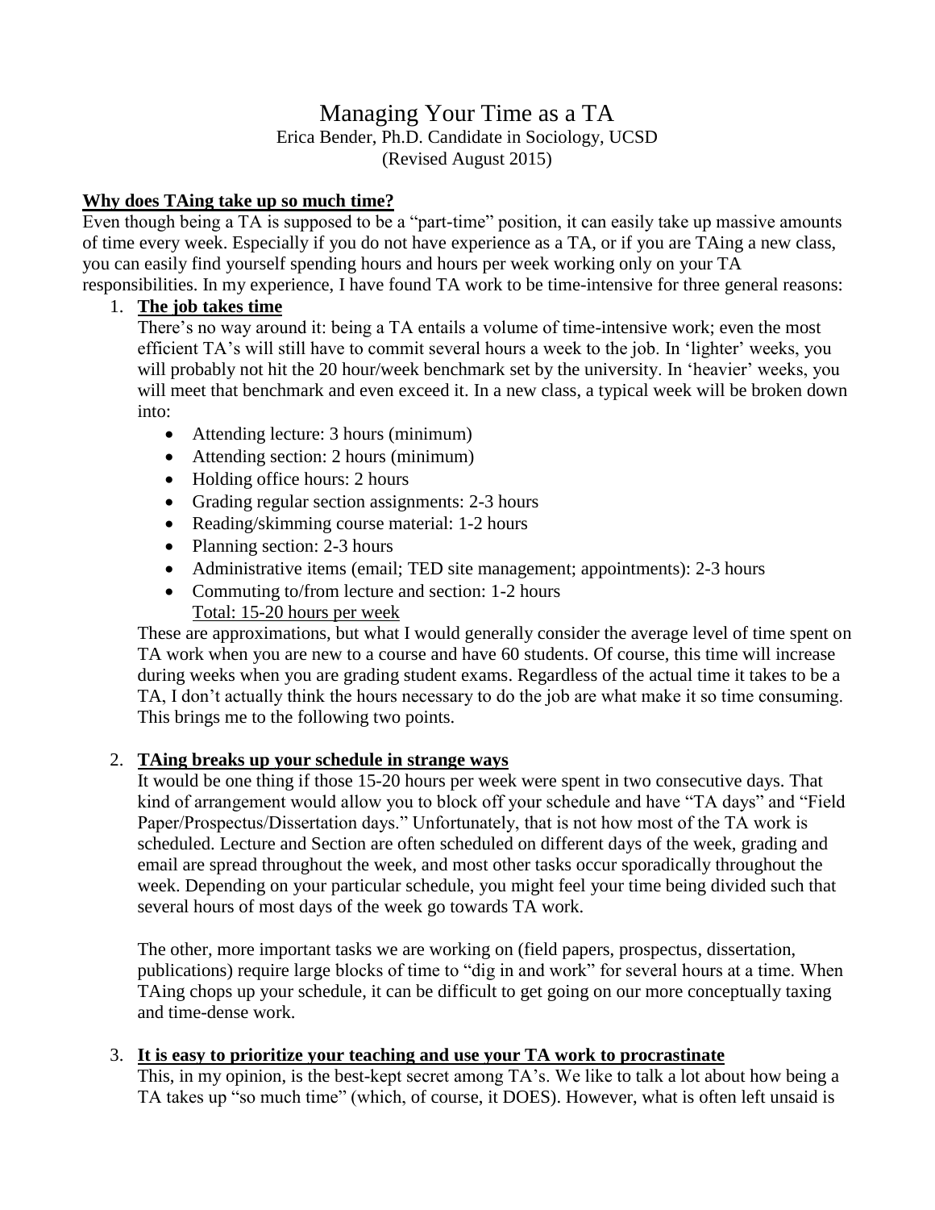# Managing Your Time as a TA

Erica Bender, Ph.D. Candidate in Sociology, UCSD
(Revised August 2015)

## **Why does TAing take up so much time?**

Even though being a TA is supposed to be a "part-time" position, it can easily take up massive amounts of time every week. Especially if you do not have experience as a TA, or if you are TAing a new class, you can easily find yourself spending hours and hours per week working only on your TA responsibilities. In my experience, I have found TA work to be time-intensive for three general reasons:

1. **The job takes time**

   There's no way around it: being a TA entails a volume of time-intensive work; even the most efficient TA's will still have to commit several hours a week to the job. In 'lighter' weeks, you will probably not hit the 20 hour/week benchmark set by the university. In 'heavier' weeks, you will meet that benchmark and even exceed it. In a new class, a typical week will be broken down into:

   - Attending lecture: 3 hours (minimum)
   - Attending section: 2 hours (minimum)
   - Holding office hours: 2 hours
   - Grading regular section assignments: 2-3 hours
   - Reading/skimming course material: 1-2 hours
   - Planning section: 2-3 hours
   - Administrative items (email; TED site management; appointments): 2-3 hours
   - Commuting to/from lecture and section: 1-2 hours

   Total: 15-20 hours per week

   These are approximations, but what I would generally consider the average level of time spent on TA work when you are new to a course and have 60 students. Of course, this time will increase during weeks when you are grading student exams. Regardless of the actual time it takes to be a TA, I don't actually think the hours necessary to do the job are what make it so time consuming. This brings me to the following two points.

2. **TAing breaks up your schedule in strange ways**

   It would be one thing if those 15-20 hours per week were spent in two consecutive days. That kind of arrangement would allow you to block off your schedule and have "TA days" and "Field Paper/Prospectus/Dissertation days." Unfortunately, that is not how most of the TA work is scheduled. Lecture and Section are often scheduled on different days of the week, grading and email are spread throughout the week, and most other tasks occur sporadically throughout the week. Depending on your particular schedule, you might feel your time being divided such that several hours of most days of the week go towards TA work.

   The other, more important tasks we are working on (field papers, prospectus, dissertation, publications) require large blocks of time to "dig in and work" for several hours at a time. When TAing chops up your schedule, it can be difficult to get going on our more conceptually taxing and time-dense work.

3. **It is easy to prioritize your teaching and use your TA work to procrastinate**

   This, in my opinion, is the best-kept secret among TA's. We like to talk a lot about how being a TA takes up "so much time" (which, of course, it DOES). However, what is often left unsaid is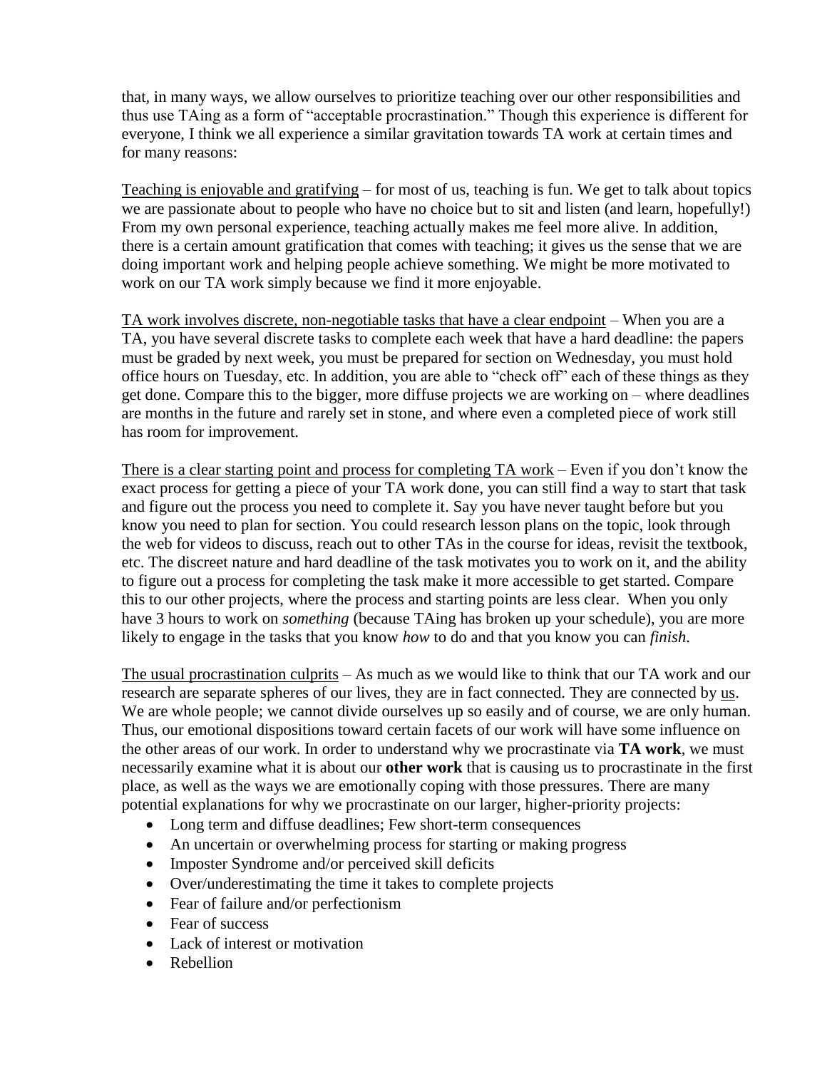that, in many ways, we allow ourselves to prioritize teaching over our other responsibilities and thus use TAing as a form of "acceptable procrastination." Though this experience is different for everyone, I think we all experience a similar gravitation towards TA work at certain times and for many reasons:

<u>Teaching is enjoyable and gratifying</u> – for most of us, teaching is fun. We get to talk about topics we are passionate about to people who have no choice but to sit and listen (and learn, hopefully!) From my own personal experience, teaching actually makes me feel more alive. In addition, there is a certain amount gratification that comes with teaching; it gives us the sense that we are doing important work and helping people achieve something. We might be more motivated to work on our TA work simply because we find it more enjoyable.

<u>TA work involves discrete, non-negotiable tasks that have a clear endpoint</u> – When you are a TA, you have several discrete tasks to complete each week that have a hard deadline: the papers must be graded by next week, you must be prepared for section on Wednesday, you must hold office hours on Tuesday, etc. In addition, you are able to "check off" each of these things as they get done. Compare this to the bigger, more diffuse projects we are working on – where deadlines are months in the future and rarely set in stone, and where even a completed piece of work still has room for improvement.

<u>There is a clear starting point and process for completing TA work</u> – Even if you don't know the exact process for getting a piece of your TA work done, you can still find a way to start that task and figure out the process you need to complete it. Say you have never taught before but you know you need to plan for section. You could research lesson plans on the topic, look through the web for videos to discuss, reach out to other TAs in the course for ideas, revisit the textbook, etc. The discreet nature and hard deadline of the task motivates you to work on it, and the ability to figure out a process for completing the task make it more accessible to get started. Compare this to our other projects, where the process and starting points are less clear. When you only have 3 hours to work on *something* (because TAing has broken up your schedule), you are more likely to engage in the tasks that you know *how* to do and that you know you can *finish*.

<u>The usual procrastination culprits</u> – As much as we would like to think that our TA work and our research are separate spheres of our lives, they are in fact connected. They are connected by <u>us</u>. We are whole people; we cannot divide ourselves up so easily and of course, we are only human. Thus, our emotional dispositions toward certain facets of our work will have some influence on the other areas of our work. In order to understand why we procrastinate via **TA work**, we must necessarily examine what it is about our **other work** that is causing us to procrastinate in the first place, as well as the ways we are emotionally coping with those pressures. There are many potential explanations for why we procrastinate on our larger, higher-priority projects:

- Long term and diffuse deadlines; Few short-term consequences
- An uncertain or overwhelming process for starting or making progress
- Imposter Syndrome and/or perceived skill deficits
- Over/underestimating the time it takes to complete projects
- Fear of failure and/or perfectionism
- Fear of success
- Lack of interest or motivation
- Rebellion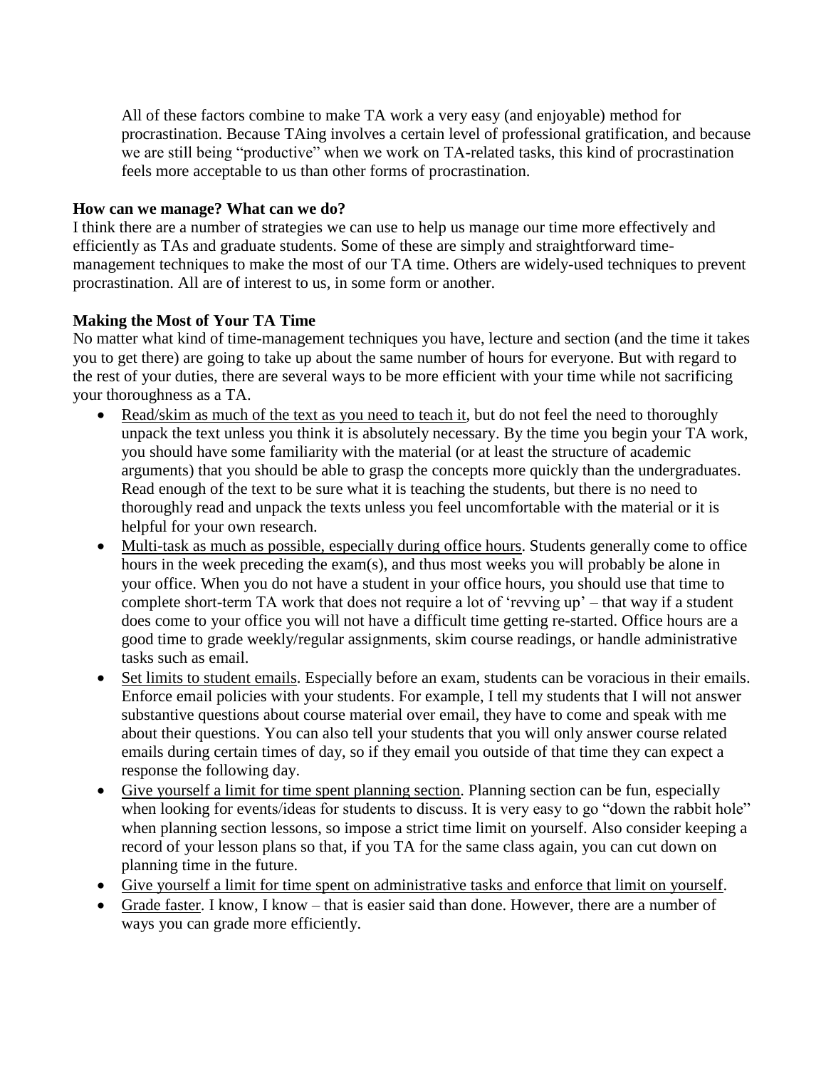All of these factors combine to make TA work a very easy (and enjoyable) method for procrastination. Because TAing involves a certain level of professional gratification, and because we are still being "productive" when we work on TA-related tasks, this kind of procrastination feels more acceptable to us than other forms of procrastination.

**How can we manage? What can we do?**

I think there are a number of strategies we can use to help us manage our time more effectively and efficiently as TAs and graduate students. Some of these are simply and straightforward time-management techniques to make the most of our TA time. Others are widely-used techniques to prevent procrastination. All are of interest to us, in some form or another.

**Making the Most of Your TA Time**

No matter what kind of time-management techniques you have, lecture and section (and the time it takes you to get there) are going to take up about the same number of hours for everyone. But with regard to the rest of your duties, there are several ways to be more efficient with your time while not sacrificing your thoroughness as a TA.

- Read/skim as much of the text as you need to teach it, but do not feel the need to thoroughly unpack the text unless you think it is absolutely necessary. By the time you begin your TA work, you should have some familiarity with the material (or at least the structure of academic arguments) that you should be able to grasp the concepts more quickly than the undergraduates. Read enough of the text to be sure what it is teaching the students, but there is no need to thoroughly read and unpack the texts unless you feel uncomfortable with the material or it is helpful for your own research.
- Multi-task as much as possible, especially during office hours. Students generally come to office hours in the week preceding the exam(s), and thus most weeks you will probably be alone in your office. When you do not have a student in your office hours, you should use that time to complete short-term TA work that does not require a lot of 'revving up' – that way if a student does come to your office you will not have a difficult time getting re-started. Office hours are a good time to grade weekly/regular assignments, skim course readings, or handle administrative tasks such as email.
- Set limits to student emails. Especially before an exam, students can be voracious in their emails. Enforce email policies with your students. For example, I tell my students that I will not answer substantive questions about course material over email, they have to come and speak with me about their questions. You can also tell your students that you will only answer course related emails during certain times of day, so if they email you outside of that time they can expect a response the following day.
- Give yourself a limit for time spent planning section. Planning section can be fun, especially when looking for events/ideas for students to discuss. It is very easy to go "down the rabbit hole" when planning section lessons, so impose a strict time limit on yourself. Also consider keeping a record of your lesson plans so that, if you TA for the same class again, you can cut down on planning time in the future.
- Give yourself a limit for time spent on administrative tasks and enforce that limit on yourself.
- Grade faster. I know, I know – that is easier said than done. However, there are a number of ways you can grade more efficiently.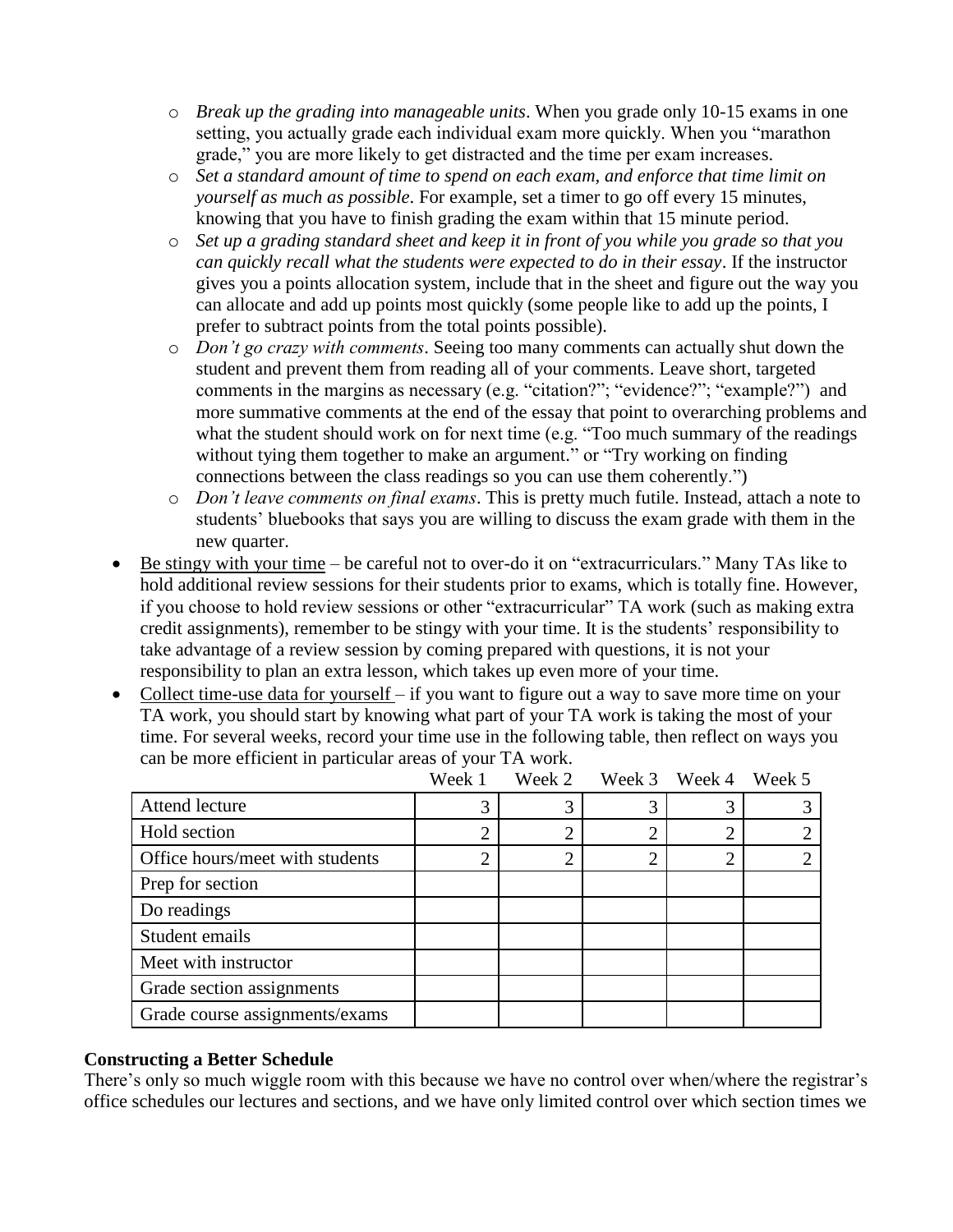- *Break up the grading into manageable units*. When you grade only 10-15 exams in one setting, you actually grade each individual exam more quickly. When you "marathon grade," you are more likely to get distracted and the time per exam increases.
- *Set a standard amount of time to spend on each exam, and enforce that time limit on yourself as much as possible*. For example, set a timer to go off every 15 minutes, knowing that you have to finish grading the exam within that 15 minute period.
- *Set up a grading standard sheet and keep it in front of you while you grade so that you can quickly recall what the students were expected to do in their essay*. If the instructor gives you a points allocation system, include that in the sheet and figure out the way you can allocate and add up points most quickly (some people like to add up the points, I prefer to subtract points from the total points possible).
- *Don't go crazy with comments*. Seeing too many comments can actually shut down the student and prevent them from reading all of your comments. Leave short, targeted comments in the margins as necessary (e.g. "citation?"; "evidence?"; "example?") and more summative comments at the end of the essay that point to overarching problems and what the student should work on for next time (e.g. "Too much summary of the readings without tying them together to make an argument." or "Try working on finding connections between the class readings so you can use them coherently.")
- *Don't leave comments on final exams*. This is pretty much futile. Instead, attach a note to students' bluebooks that says you are willing to discuss the exam grade with them in the new quarter.

- Be stingy with your time – be careful not to over-do it on "extracurriculars." Many TAs like to hold additional review sessions for their students prior to exams, which is totally fine. However, if you choose to hold review sessions or other "extracurricular" TA work (such as making extra credit assignments), remember to be stingy with your time. It is the students' responsibility to take advantage of a review session by coming prepared with questions, it is not your responsibility to plan an extra lesson, which takes up even more of your time.
- Collect time-use data for yourself – if you want to figure out a way to save more time on your TA work, you should start by knowing what part of your TA work is taking the most of your time. For several weeks, record your time use in the following table, then reflect on ways you can be more efficient in particular areas of your TA work.

| | Week 1 | Week 2 | Week 3 | Week 4 | Week 5 |
|---|---|---|---|---|---|
| Attend lecture | 3 | 3 | 3 | 3 | 3 |
| Hold section | 2 | 2 | 2 | 2 | 2 |
| Office hours/meet with students | 2 | 2 | 2 | 2 | 2 |
| Prep for section | | | | | |
| Do readings | | | | | |
| Student emails | | | | | |
| Meet with instructor | | | | | |
| Grade section assignments | | | | | |
| Grade course assignments/exams | | | | | |

**Constructing a Better Schedule**

There's only so much wiggle room with this because we have no control over when/where the registrar's office schedules our lectures and sections, and we have only limited control over which section times we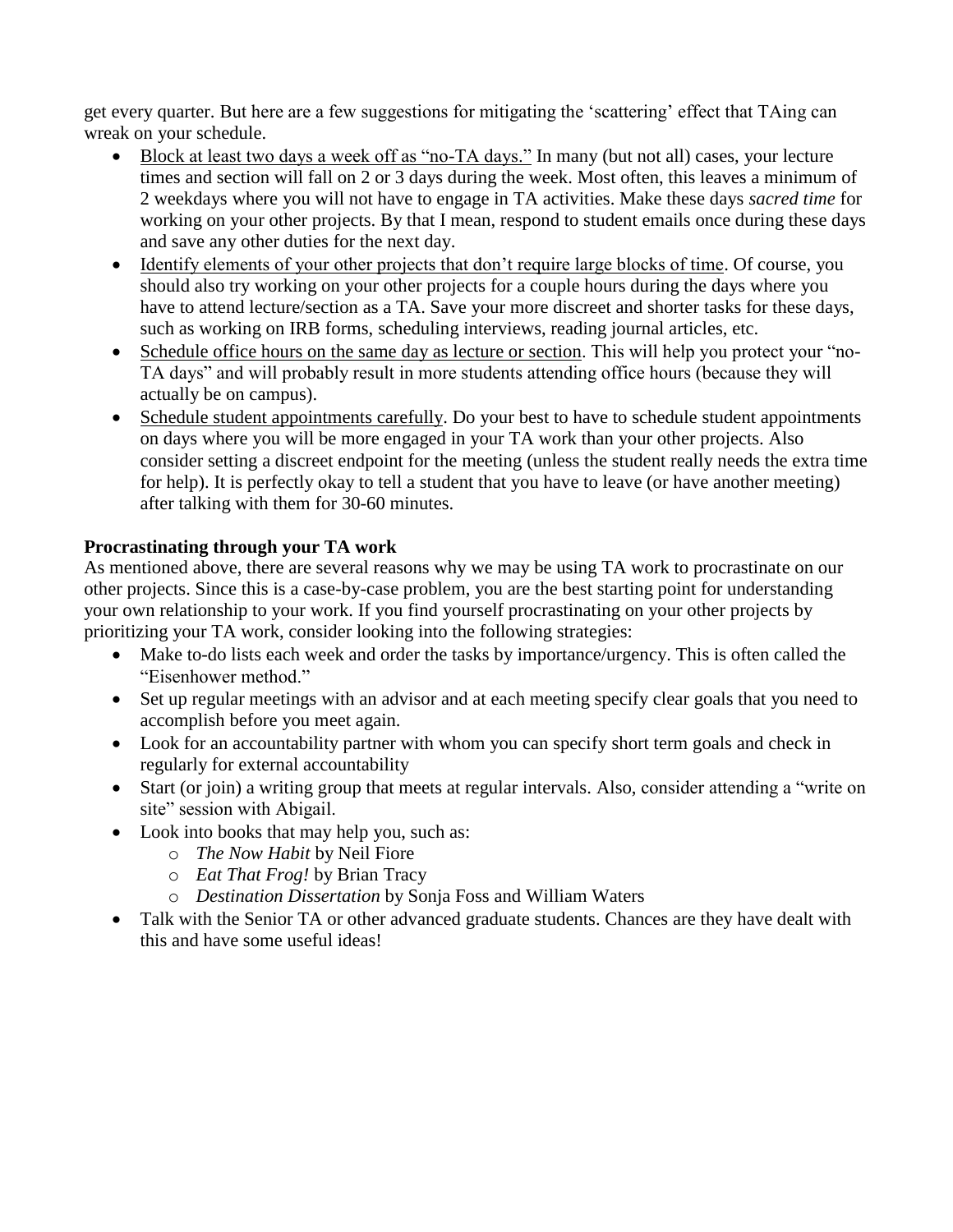get every quarter. But here are a few suggestions for mitigating the 'scattering' effect that TAing can wreak on your schedule.

- <u>Block at least two days a week off as "no-TA days."</u> In many (but not all) cases, your lecture times and section will fall on 2 or 3 days during the week. Most often, this leaves a minimum of 2 weekdays where you will not have to engage in TA activities. Make these days *sacred time* for working on your other projects. By that I mean, respond to student emails once during these days and save any other duties for the next day.
- <u>Identify elements of your other projects that don't require large blocks of time</u>. Of course, you should also try working on your other projects for a couple hours during the days where you have to attend lecture/section as a TA. Save your more discreet and shorter tasks for these days, such as working on IRB forms, scheduling interviews, reading journal articles, etc.
- <u>Schedule office hours on the same day as lecture or section</u>. This will help you protect your "no-TA days" and will probably result in more students attending office hours (because they will actually be on campus).
- <u>Schedule student appointments carefully</u>. Do your best to have to schedule student appointments on days where you will be more engaged in your TA work than your other projects. Also consider setting a discreet endpoint for the meeting (unless the student really needs the extra time for help). It is perfectly okay to tell a student that you have to leave (or have another meeting) after talking with them for 30-60 minutes.

**Procrastinating through your TA work**

As mentioned above, there are several reasons why we may be using TA work to procrastinate on our other projects. Since this is a case-by-case problem, you are the best starting point for understanding your own relationship to your work. If you find yourself procrastinating on your other projects by prioritizing your TA work, consider looking into the following strategies:

- Make to-do lists each week and order the tasks by importance/urgency. This is often called the "Eisenhower method."
- Set up regular meetings with an advisor and at each meeting specify clear goals that you need to accomplish before you meet again.
- Look for an accountability partner with whom you can specify short term goals and check in regularly for external accountability
- Start (or join) a writing group that meets at regular intervals. Also, consider attending a "write on site" session with Abigail.
- Look into books that may help you, such as:
  - *The Now Habit* by Neil Fiore
  - *Eat That Frog!* by Brian Tracy
  - *Destination Dissertation* by Sonja Foss and William Waters
- Talk with the Senior TA or other advanced graduate students. Chances are they have dealt with this and have some useful ideas!